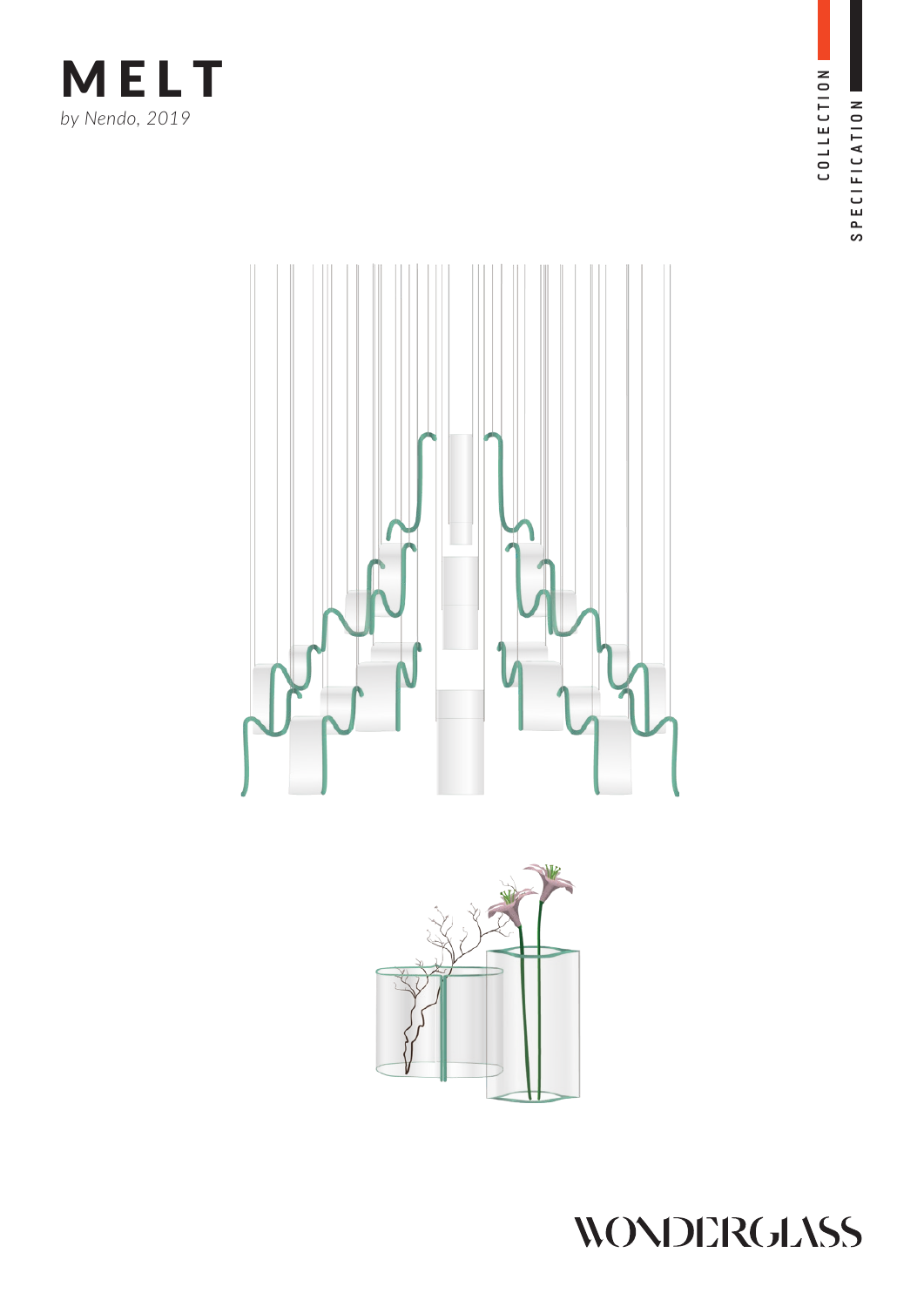# MELT

*by Nendo, 2019*

COLLECTION

SPECIFICATION

WONDERGLASS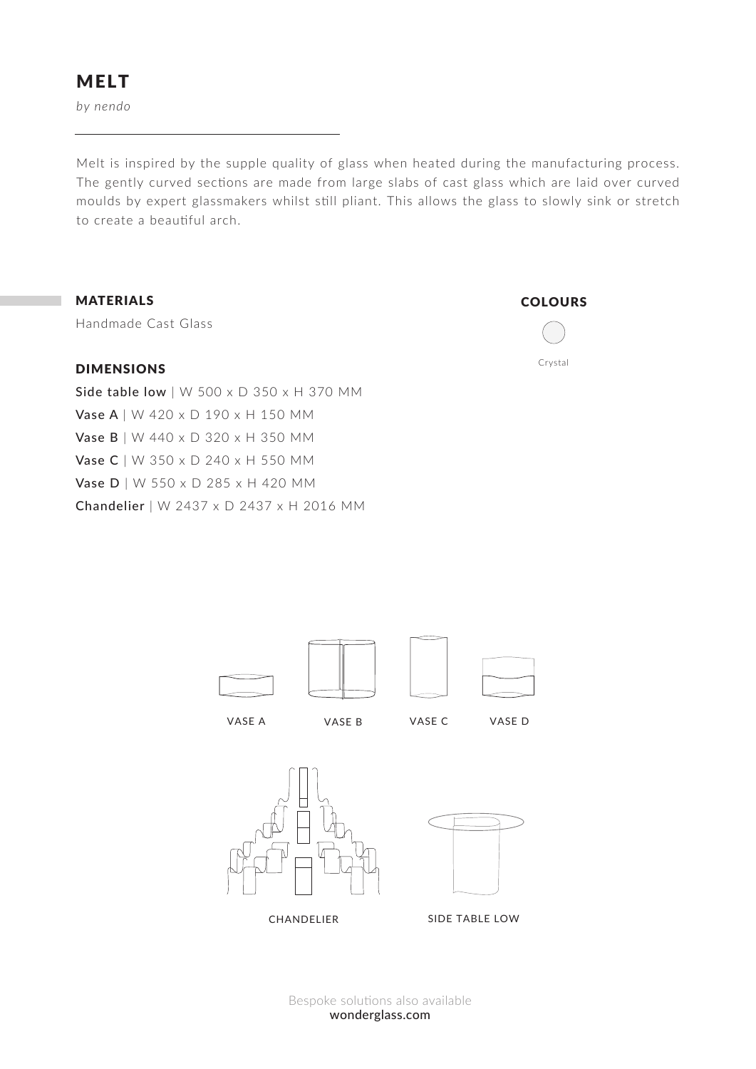# MELT

*by nendo*

Melt is inspired by the supple quality of glass when heated during the manufacturing process. The gently curved sections are made from large slabs of cast glass which are laid over curved moulds by expert glassmakers whilst still pliant. This allows the glass to slowly sink or stretch to create a beautiful arch.

## MATERIALS

Handmade Cast Glass

## COLOURS

Crystal

## DIMENSIONS

**Side table low** | W 500 x D 350 x H 370 MM

**Vase A** | W 420 x D 190 x H 150 MM

**Vase B** | W 440 x D 320 x H 350 MM

**Vase C** | W 350 x D 240 x H 550 MM

**Vase D** | W 550 x D 285 x H 420 MM

**Chandelier** | W 2437 x D 2437 x H 2016 MM

VASE A

VASE B

VASE C

VASE D

CHANDELIER

SIDE TABLE LOW

Bespoke solutions also available

**wonderglass.com**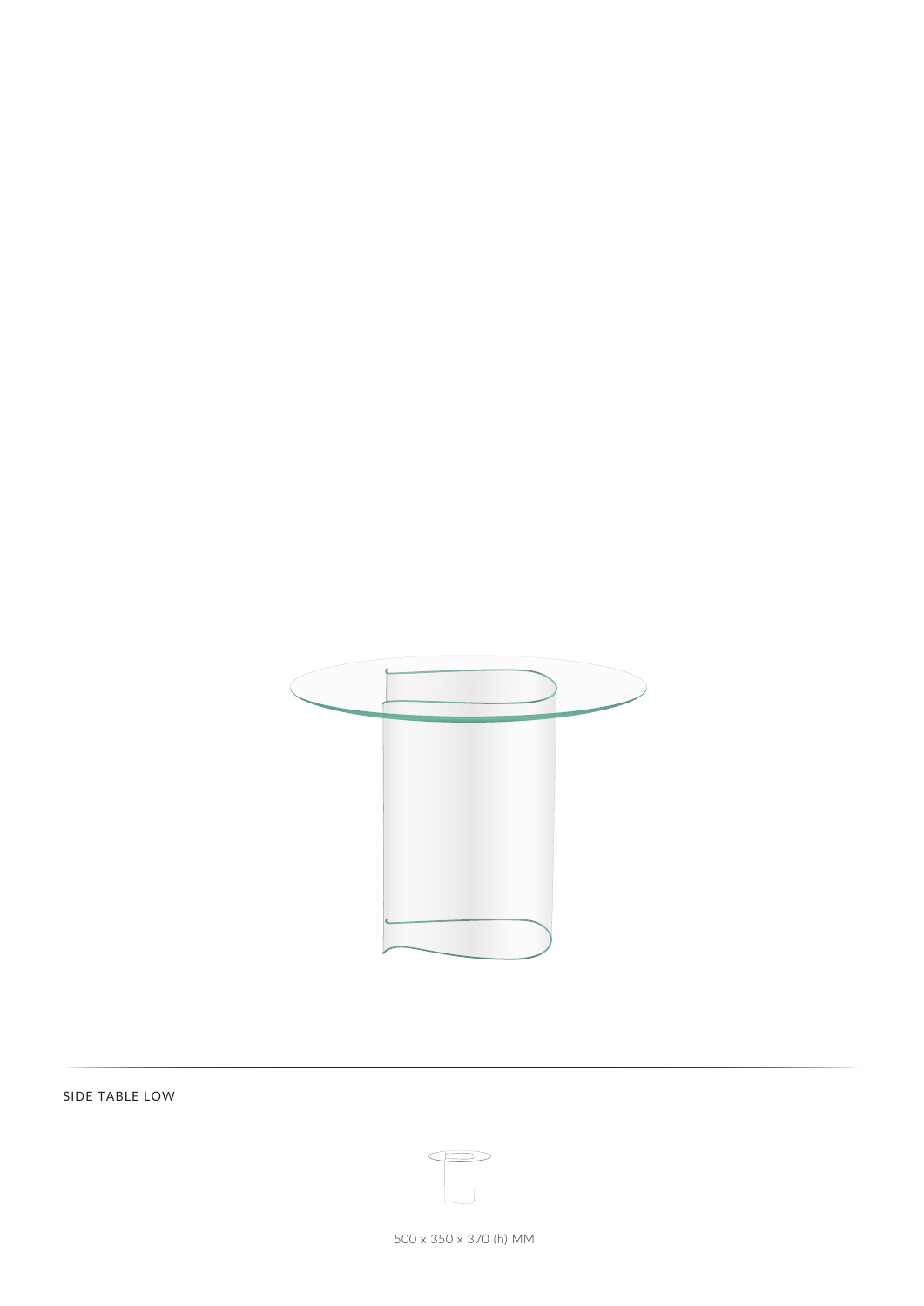SIDE TABLE LOW

500 x 350 x 370 (h) MM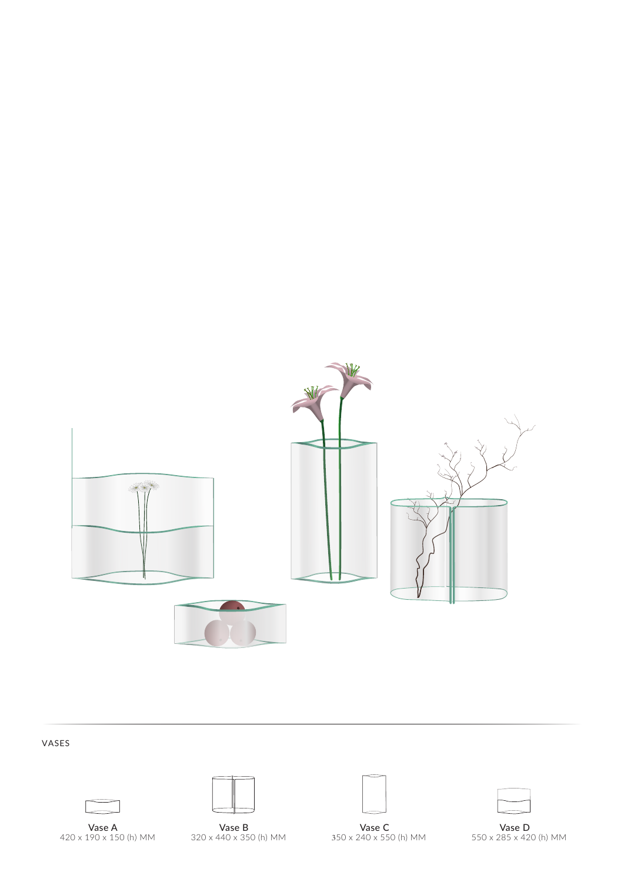VASES

Vase A
420 x 190 x 150 (h) MM

Vase B
320 x 440 x 350 (h) MM

Vase C
350 x 240 x 550 (h) MM

Vase D
550 x 285 x 420 (h) MM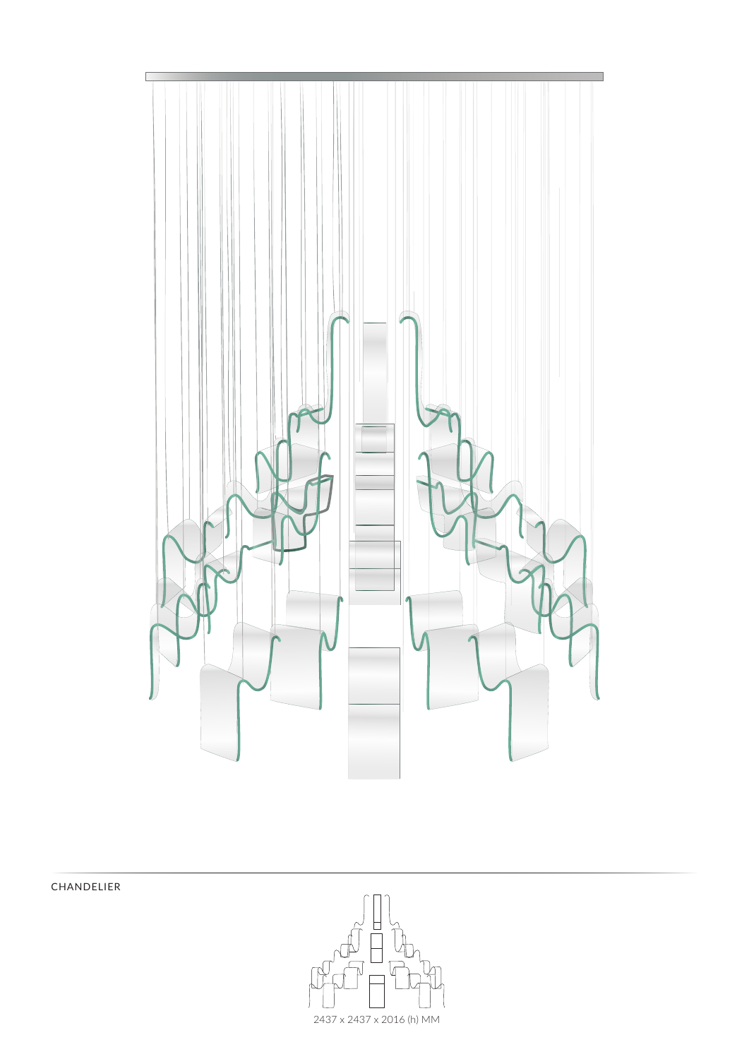CHANDELIER

2437 x 2437 x 2016 (h) MM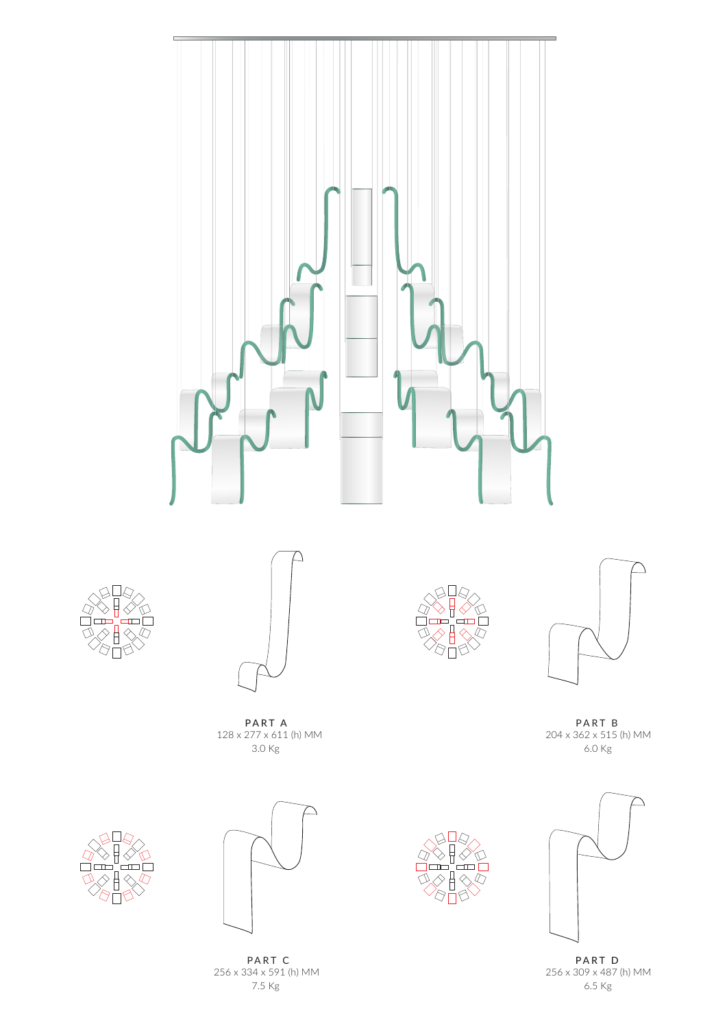PART A
128 x 277 x 611 (h) MM
3.0 Kg

PART B
204 x 362 x 515 (h) MM
6.0 Kg

PART C
256 x 334 x 591 (h) MM
7.5 Kg

PART D
256 x 309 x 487 (h) MM
6.5 Kg